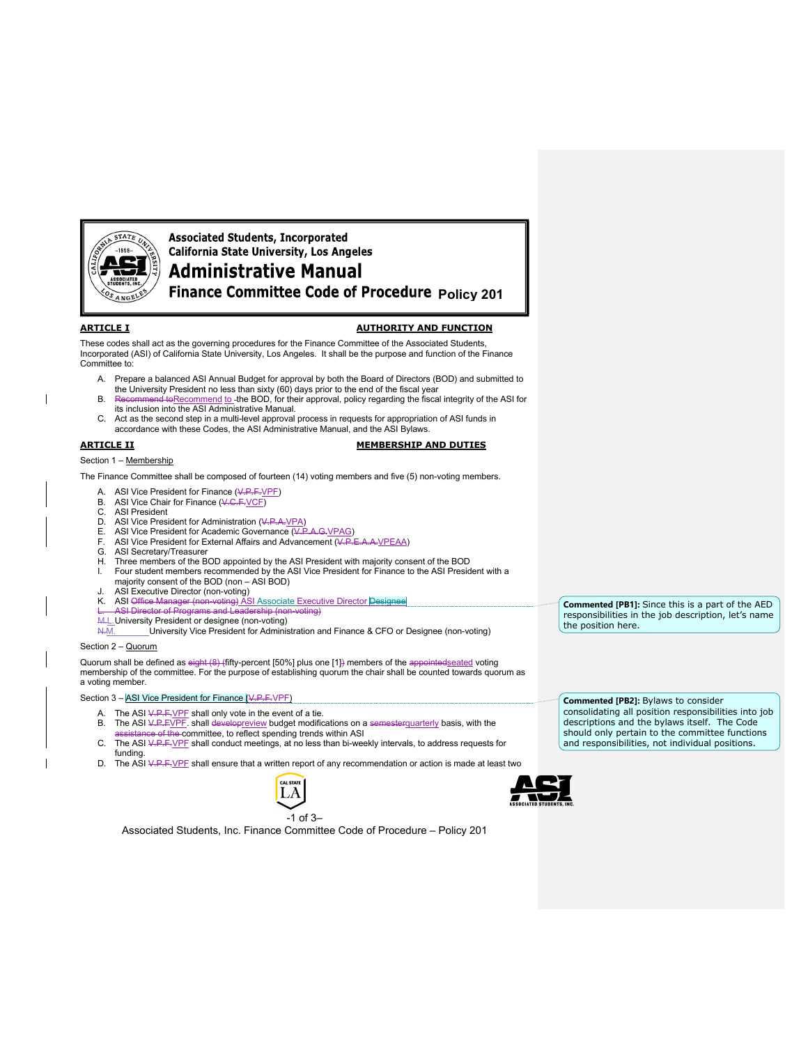**Associated Students, Incorporated**
**California State University, Los Angeles**

# Administrative Manual

## Finance Committee Code of Procedure Policy 201

**ARTICLE I — AUTHORITY AND FUNCTION**

These codes shall act as the governing procedures for the Finance Committee of the Associated Students, Incorporated (ASI) of California State University, Los Angeles. It shall be the purpose and function of the Finance Committee to:

A. Prepare a balanced ASI Annual Budget for approval by both the Board of Directors (BOD) and submitted to the University President no less than sixty (60) days prior to the end of the fiscal year

B. ~~Recommend to~~Recommend to the BOD, for their approval, policy regarding the fiscal integrity of the ASI for its inclusion into the ASI Administrative Manual.

C. Act as the second step in a multi-level approval process in requests for appropriation of ASI funds in accordance with these Codes, the ASI Administrative Manual, and the ASI Bylaws.

**ARTICLE II — MEMBERSHIP AND DUTIES**

Section 1 – Membership

The Finance Committee shall be composed of fourteen (14) voting members and five (5) non-voting members.

A. ASI Vice President for Finance (~~V.P.F.~~VPF)

B. ASI Vice Chair for Finance (~~V.C.F.~~VCF)

C. ASI President

D. ASI Vice President for Administration (~~V.P.A.~~VPA)

E. ASI Vice President for Academic Governance (~~V.P.A.G.~~VPAG)

F. ASI Vice President for External Affairs and Advancement (~~V.P.E.A.A.~~VPEAA)

G. ASI Secretary/Treasurer

H. Three members of the BOD appointed by the ASI President with majority consent of the BOD

I. Four student members recommended by the ASI Vice President for Finance to the ASI President with a majority consent of the BOD (non – ASI BOD)

J. ASI Executive Director (non-voting)

K. ASI ~~Office Manager (non-voting)~~ ASI Associate Executive Director Designee

~~L. ASI Director of Programs and Leadership (non-voting)~~

~~M.~~L. University President or designee (non-voting)

~~N.~~M. University Vice President for Administration and Finance & CFO or Designee (non-voting)

> **Commented [PB1]:** Since this is a part of the AED responsibilities in the job description, let's name the position here.

Section 2 – Quorum

Quorum shall be defined as ~~eight (8) (~~fifty-percent [50%] plus one [1]~~)~~ members of the ~~appointed~~seated voting membership of the committee. For the purpose of establishing quorum the chair shall be counted towards quorum as a voting member.

Section 3 – ASI Vice President for Finance (~~V.P.F.~~VPF)

> **Commented [PB2]:** Bylaws to consider consolidating all position responsibilities into job descriptions and the bylaws itself. The Code should only pertain to the committee functions and responsibilities, not individual positions.

A. The ASI ~~V.P.F.~~VPF shall only vote in the event of a tie.

B. The ASI ~~V.P.F~~VPF. shall ~~develop~~review budget modifications on a ~~semester~~quarterly basis, with the ~~assistance of the~~ committee, to reflect spending trends within ASI

C. The ASI ~~V.P.F.~~VPF shall conduct meetings, at no less than bi-weekly intervals, to address requests for funding.

D. The ASI ~~V.P.F.~~VPF shall ensure that a written report of any recommendation or action is made at least two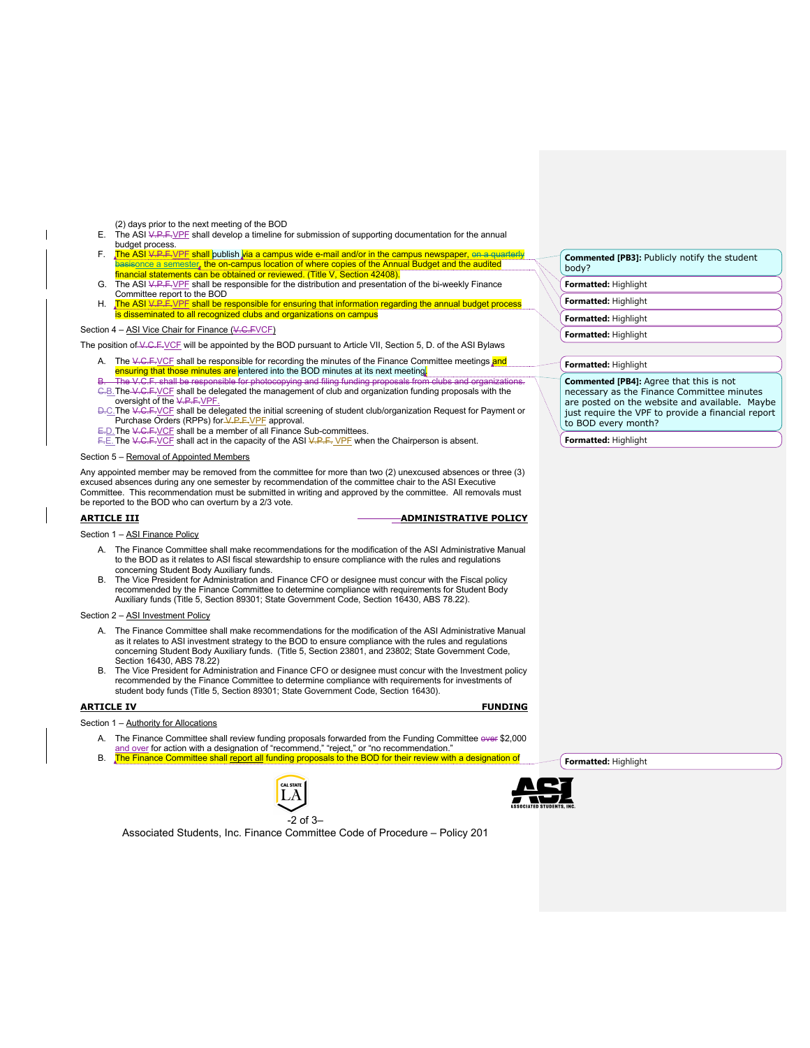(2) days prior to the next meeting of the BOD

E. The ASI ~~V.P.F.~~VPF shall develop a timeline for submission of supporting documentation for the annual budget process.

F. The ASI ~~V.P.F.~~VPF shall publish via a campus wide e-mail and/or in the campus newspaper, ~~on a quarterly basis~~once a semester, the on-campus location of where copies of the Annual Budget and the audited financial statements can be obtained or reviewed. (Title V, Section 42408).

> **Commented [PB3]:** Publicly notify the student body?

G. The ASI ~~V.P.F.~~VPF shall be responsible for the distribution and presentation of the bi-weekly Finance Committee report to the BOD

H. The ASI ~~V.P.F.~~VPF shall be responsible for ensuring that information regarding the annual budget process is disseminated to all recognized clubs and organizations on campus

Section 4 – ASI Vice Chair for Finance (~~V.C.F~~VCF)

The position of ~~V.C.F.~~VCF will be appointed by the BOD pursuant to Article VII, Section 5, D. of the ASI Bylaws

A. The ~~V.C.F.~~VCF shall be responsible for recording the minutes of the Finance Committee meetings and ensuring that those minutes are entered into the BOD minutes at its next meeting.

> **Commented [PB4]:** Agree that this is not necessary as the Finance Committee minutes are posted on the website and available. Maybe just require the VPF to provide a financial report to BOD every month?

~~B. The V.C.F. shall be responsible for photocopying and filing funding proposals from clubs and organizations.~~

~~C.~~B. The ~~V.C.F.~~VCF shall be delegated the management of club and organization funding proposals with the oversight of the ~~V.P.F.~~VPF.

~~D.~~C. The ~~V.C.F.~~VCF shall be delegated the initial screening of student club/organization Request for Payment or Purchase Orders (RPPs) for ~~V.P.F.~~VPF approval.

~~E.~~D. The ~~V.C.F.~~VCF shall be a member of all Finance Sub-committees.

~~F.~~E. The ~~V.C.F.~~VCF shall act in the capacity of the ASI ~~V.P.F.~~ VPF when the Chairperson is absent.

Section 5 – Removal of Appointed Members

Any appointed member may be removed from the committee for more than two (2) unexcused absences or three (3) excused absences during any one semester by recommendation of the committee chair to the ASI Executive Committee. This recommendation must be submitted in writing and approved by the committee. All removals must be reported to the BOD who can overturn by a 2/3 vote.

## ARTICLE III — ADMINISTRATIVE POLICY

Section 1 – ASI Finance Policy

A. The Finance Committee shall make recommendations for the modification of the ASI Administrative Manual to the BOD as it relates to ASI fiscal stewardship to ensure compliance with the rules and regulations concerning Student Body Auxiliary funds.

B. The Vice President for Administration and Finance CFO or designee must concur with the Fiscal policy recommended by the Finance Committee to determine compliance with requirements for Student Body Auxiliary funds (Title 5, Section 89301; State Government Code, Section 16430, ABS 78.22).

Section 2 – ASI Investment Policy

A. The Finance Committee shall make recommendations for the modification of the ASI Administrative Manual as it relates to ASI investment strategy to the BOD to ensure compliance with the rules and regulations concerning Student Body Auxiliary funds. (Title 5, Section 23801, and 23802; State Government Code, Section 16430, ABS 78.22)

B. The Vice President for Administration and Finance CFO or designee must concur with the Investment policy recommended by the Finance Committee to determine compliance with requirements for investments of student body funds (Title 5, Section 89301; State Government Code, Section 16430).

## ARTICLE IV — FUNDING

Section 1 – Authority for Allocations

A. The Finance Committee shall review funding proposals forwarded from the Funding Committee ~~over~~ $2,000 and over for action with a designation of "recommend," "reject," or "no recommendation."

B. The Finance Committee shall report all funding proposals to the BOD for their review with a designation of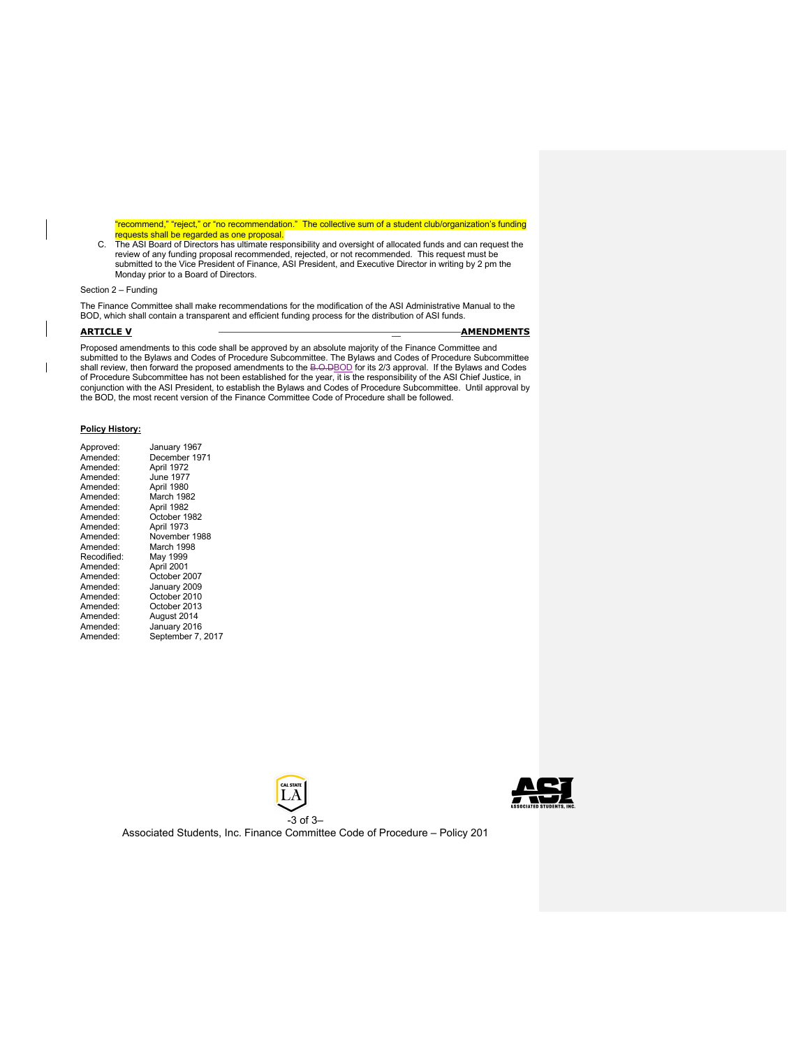"recommend," "reject," or "no recommendation." The collective sum of a student club/organization's funding requests shall be regarded as one proposal.

C. The ASI Board of Directors has ultimate responsibility and oversight of allocated funds and can request the review of any funding proposal recommended, rejected, or not recommended. This request must be submitted to the Vice President of Finance, ASI President, and Executive Director in writing by 2 pm the Monday prior to a Board of Directors.

Section 2 – Funding

The Finance Committee shall make recommendations for the modification of the ASI Administrative Manual to the BOD, which shall contain a transparent and efficient funding process for the distribution of ASI funds.

## ARTICLE V — AMENDMENTS

Proposed amendments to this code shall be approved by an absolute majority of the Finance Committee and submitted to the Bylaws and Codes of Procedure Subcommittee. The Bylaws and Codes of Procedure Subcommittee shall review, then forward the proposed amendments to the ~~B.O.D~~BOD for its 2/3 approval. If the Bylaws and Codes of Procedure Subcommittee has not been established for the year, it is the responsibility of the ASI Chief Justice, in conjunction with the ASI President, to establish the Bylaws and Codes of Procedure Subcommittee. Until approval by the BOD, the most recent version of the Finance Committee Code of Procedure shall be followed.

**Policy History:**

| | |
|---|---|
| Approved: | January 1967 |
| Amended: | December 1971 |
| Amended: | April 1972 |
| Amended: | June 1977 |
| Amended: | April 1980 |
| Amended: | March 1982 |
| Amended: | April 1982 |
| Amended: | October 1982 |
| Amended: | April 1973 |
| Amended: | November 1988 |
| Amended: | March 1998 |
| Recodified: | May 1999 |
| Amended: | April 2001 |
| Amended: | October 2007 |
| Amended: | January 2009 |
| Amended: | October 2010 |
| Amended: | October 2013 |
| Amended: | August 2014 |
| Amended: | January 2016 |
| Amended: | September 7, 2017 |